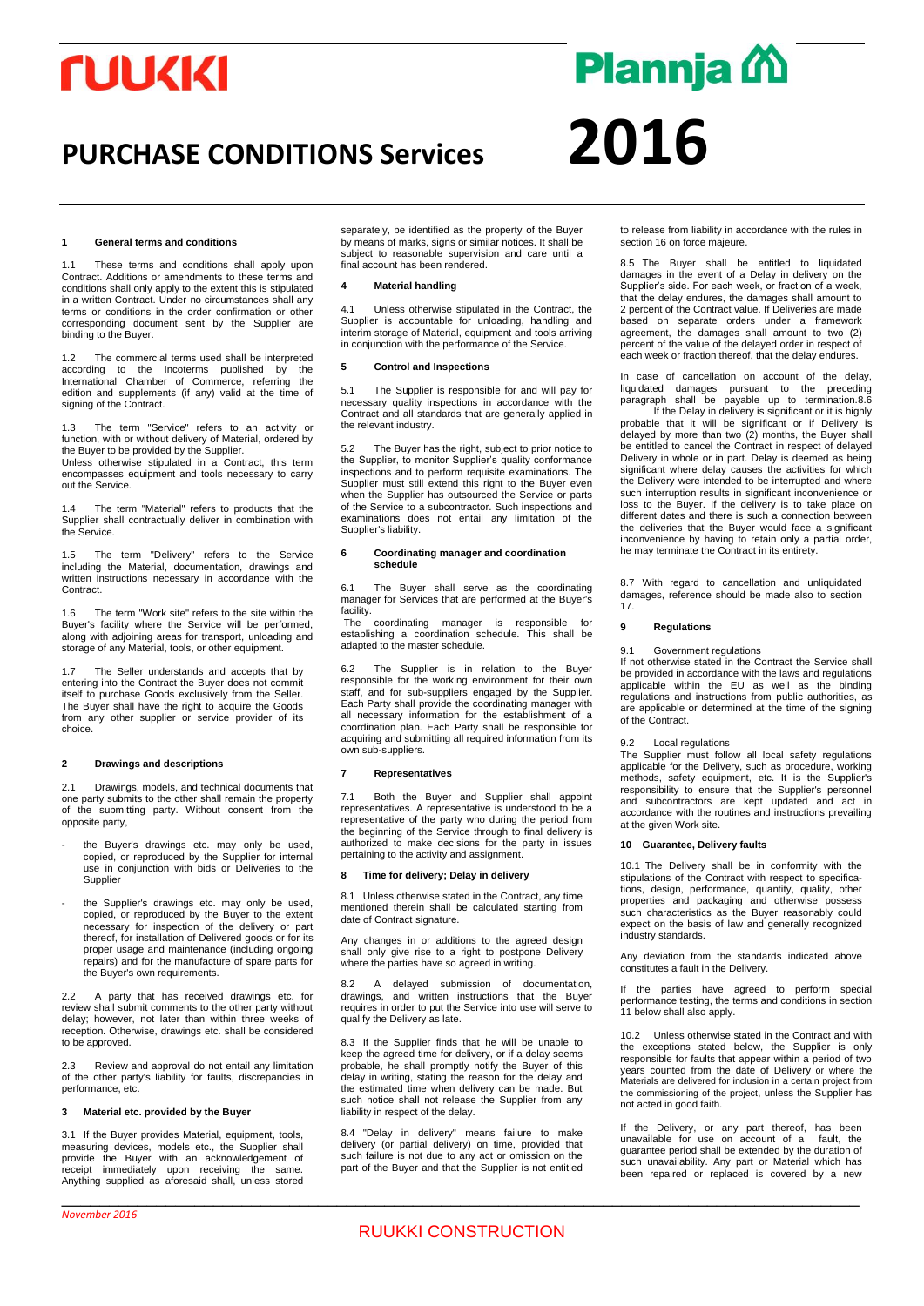# PURCHASE CONDITIONS Services 2016

### 1 General terms and conditions

1.1 These terms and conditions shall apply upon Contract. Additions or amendments to these terms and conditions shall only apply to the extent this is stipulated in a written Contract. Under no circumstances shall any terms or conditions in the order confirmation or other corresponding document sent by the Supplier are binding to the Buyer.

1.2 The commercial terms used shall be interpreted according to the Incoterms published by the International Chamber of Commerce, referring the edition and supplements (if any) valid at the time of signing of the Contract.

1.3 The term "Service" refers to an activity or function, with or without delivery of Material, ordered by the Buyer to be provided by the Supplier.
Unless otherwise stipulated in a Contract, this term encompasses equipment and tools necessary to carry out the Service.

1.4 The term "Material" refers to products that the Supplier shall contractually deliver in combination with the Service.

1.5 The term "Delivery" refers to the Service including the Material, documentation, drawings and written instructions necessary in accordance with the Contract.

1.6 The term "Work site" refers to the site within the Buyer's facility where the Service will be performed, along with adjoining areas for transport, unloading and storage of any Material, tools, or other equipment.

1.7 The Seller understands and accepts that by entering into the Contract the Buyer does not commit itself to purchase Goods exclusively from the Seller. The Buyer shall have the right to acquire the Goods from any other supplier or service provider of its choice.

### 2 Drawings and descriptions

2.1 Drawings, models, and technical documents that one party submits to the other shall remain the property of the submitting party. Without consent from the opposite party,

- the Buyer's drawings etc. may only be used, copied, or reproduced by the Supplier for internal use in conjunction with bids or Deliveries to the Supplier
- the Supplier's drawings etc. may only be used, copied, or reproduced by the Buyer to the extent necessary for inspection of the delivery or part thereof, for installation of Delivered goods or for its proper usage and maintenance (including ongoing repairs) and for the manufacture of spare parts for the Buyer's own requirements.

2.2 A party that has received drawings etc. for review shall submit comments to the other party without delay; however, not later than within three weeks of reception. Otherwise, drawings etc. shall be considered to be approved.

2.3 Review and approval do not entail any limitation of the other party's liability for faults, discrepancies in performance, etc.

### 3 Material etc. provided by the Buyer

3.1 If the Buyer provides Material, equipment, tools, measuring devices, models etc., the Supplier shall provide the Buyer with an acknowledgement of receipt immediately upon receiving the same. Anything supplied as aforesaid shall, unless stored separately, be identified as the property of the Buyer by means of marks, signs or similar notices. It shall be subject to reasonable supervision and care until a final account has been rendered.

### 4 Material handling

4.1 Unless otherwise stipulated in the Contract, the Supplier is accountable for unloading, handling and interim storage of Material, equipment and tools arriving in conjunction with the performance of the Service.

### 5 Control and Inspections

5.1 The Supplier is responsible for and will pay for necessary quality inspections in accordance with the Contract and all standards that are generally applied in the relevant industry.

5.2 The Buyer has the right, subject to prior notice to the Supplier, to monitor Supplier's quality conformance inspections and to perform requisite examinations. The Supplier must still extend this right to the Buyer even when the Supplier has outsourced the Service or parts of the Service to a subcontractor. Such inspections and examinations does not entail any limitation of the Supplier's liability.

### 6 Coordinating manager and coordination schedule

6.1 The Buyer shall serve as the coordinating manager for Services that are performed at the Buyer's facility.
The coordinating manager is responsible for establishing a coordination schedule. This shall be adapted to the master schedule.

6.2 The Supplier is in relation to the Buyer responsible for the working environment for their own staff, and for sub-suppliers engaged by the Supplier. Each Party shall provide the coordinating manager with all necessary information for the establishment of a coordination plan. Each Party shall be responsible for acquiring and submitting all required information from its own sub-suppliers.

### 7 Representatives

7.1 Both the Buyer and Supplier shall appoint representatives. A representative is understood to be a representative of the party who during the period from the beginning of the Service through to final delivery is authorized to make decisions for the party in issues pertaining to the activity and assignment.

### 8 Time for delivery; Delay in delivery

8.1 Unless otherwise stated in the Contract, any time mentioned therein shall be calculated starting from date of Contract signature.

Any changes in or additions to the agreed design shall only give rise to a right to postpone Delivery where the parties have so agreed in writing.

8.2 A delayed submission of documentation, drawings, and written instructions that the Buyer requires in order to put the Service into use will serve to qualify the Delivery as late.

8.3 If the Supplier finds that he will be unable to keep the agreed time for delivery, or if a delay seems probable, he shall promptly notify the Buyer of this delay in writing, stating the reason for the delay and the estimated time when delivery can be made. But such notice shall not release the Supplier from any liability in respect of the delay.

8.4 "Delay in delivery" means failure to make delivery (or partial delivery) on time, provided that such failure is not due to any act or omission on the part of the Buyer and that the Supplier is not entitled to release from liability in accordance with the rules in section 16 on force majeure.

8.5 The Buyer shall be entitled to liquidated damages in the event of a Delay in delivery on the Supplier's side. For each week, or fraction of a week, that the delay endures, the damages shall amount to 2 percent of the Contract value. If Deliveries are made based on separate orders under a framework agreement, the damages shall amount to two (2) percent of the value of the delayed order in respect of each week or fraction thereof, that the delay endures.

In case of cancellation on account of the delay, liquidated damages pursuant to the preceding paragraph shall be payable up to termination.8.6 If the Delay in delivery is significant or it is highly probable that it will be significant or if Delivery is delayed by more than two (2) months, the Buyer shall be entitled to cancel the Contract in respect of delayed Delivery in whole or in part. Delay is deemed as being significant where delay causes the activities for which the Delivery were intended to be interrupted and where such interruption results in significant inconvenience or loss to the Buyer. If the delivery is to take place on different dates and there is such a connection between the deliveries that the Buyer would face a significant inconvenience by having to retain only a partial order, he may terminate the Contract in its entirety.

8.7 With regard to cancellation and unliquidated damages, reference should be made also to section 17.

### 9 Regulations

9.1 Government regulations
If not otherwise stated in the Contract the Service shall be provided in accordance with the laws and regulations applicable within the EU as well as the binding regulations and instructions from public authorities, as are applicable or determined at the time of the signing of the Contract.

9.2 Local regulations
The Supplier must follow all local safety regulations applicable for the Delivery, such as procedure, working methods, safety equipment, etc. It is the Supplier's responsibility to ensure that the Supplier's personnel and subcontractors are kept updated and act in accordance with the routines and instructions prevailing at the given Work site.

### 10 Guarantee, Delivery faults

10.1 The Delivery shall be in conformity with the stipulations of the Contract with respect to specifications, design, performance, quantity, quality, other properties and packaging and otherwise possess such characteristics as the Buyer reasonably could expect on the basis of law and generally recognized industry standards.

Any deviation from the standards indicated above constitutes a fault in the Delivery.

If the parties have agreed to perform special performance testing, the terms and conditions in section 11 below shall also apply.

10.2 Unless otherwise stated in the Contract and with the exceptions stated below, the Supplier is only responsible for faults that appear within a period of two years counted from the date of Delivery or where the Materials are delivered for inclusion in a certain project from the commissioning of the project, unless the Supplier has not acted in good faith.

If the Delivery, or any part thereof, has been unavailable for use on account of a fault, the guarantee period shall be extended by the duration of such unavailability. Any part or Material which has been repaired or replaced is covered by a new

*November 2016*

RUUKKI CONSTRUCTION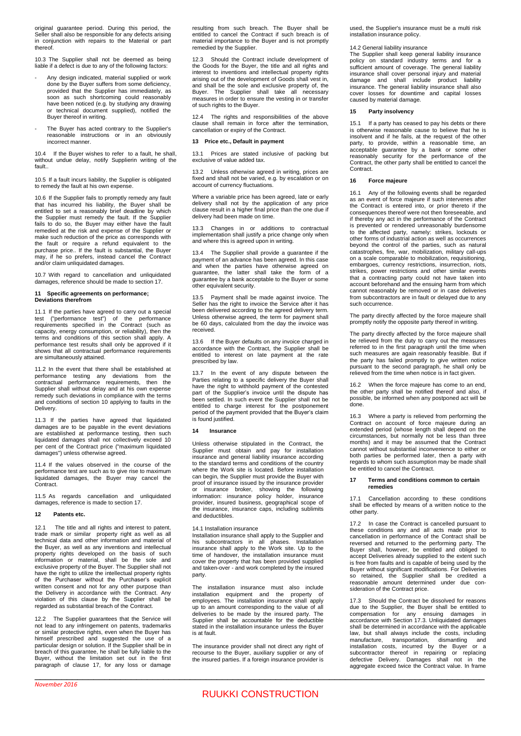original guarantee period. During this period, the Seller shall also be responsible for any defects arising in conjunction with repairs to the Material or part thereof.

10.3 The Supplier shall not be deemed as being liable if a defect is due to any of the following factors:

- Any design indicated, material supplied or work done by the Buyer suffers from some deficiency, provided that the Supplier has immediately, as soon as such shortcoming could reasonably have been noticed (e.g. by studying any drawing or technical document supplied), notified the Buyer thereof in writing.
- The Buyer has acted contrary to the Supplier's reasonable instructions or in an obviously incorrect manner.

10.4 If the Buyer wishes to refer to a fault, he shall, without undue delay, notify Supplierin writing of the fault..

10.5 If a fault incurs liability, the Supplier is obligated to remedy the fault at his own expense.

10.6 If the Supplier fails to promptly remedy any fault that has incurred his liability, the Buyer shall be entitled to set a reasonably brief deadline by which the Supplier must remedy the fault. If the Supplier fails to do so, the Buyer may either have the fault remedied at the risk and expense of the Supplier or make such reduction of the price as corresponds with the fault or require a refund equivalent to the purchase price.. If the fault is substantial, the Buyer may, if he so prefers, instead cancel the Contract and/or claim unliquidated damages.

10.7 With regard to cancellation and unliquidated damages, reference should be made to section 17.

## 11 Specific agreements on performance; Deviations therefrom

11.1 If the parties have agreed to carry out a special test ("performance test") of the performance requirements specified in the Contract (such as capacity, energy consumption, or reliability), then the terms and conditions of this section shall apply. A performance test results shall only be approved if it shows that all contractual performance requirements are simultaneously attained.

11.2 In the event that there shall be established at performance testing any deviations from the contractual performance requirements, then the Supplier shall without delay and at his own expense remedy such deviations in compliance with the terms and conditions of section 10 applying to faults in the Delivery.

11.3 If the parties have agreed that liquidated damages are to be payable in the event deviations are established at performance testing, then such liquidated damages shall not collectively exceed 10 per cent of the Contract price ("maximum liquidated damages") unless otherwise agreed.

11.4 If the values observed in the course of the performance test are such as to give rise to maximum liquidated damages, the Buyer may cancel the Contract.

11.5 As regards cancellation and unliquidated damages, reference is made to section 17.

## 12 Patents etc.

12.1 The title and all rights and interest to patent, trade mark or similar property right as well as all technical data and other information and material of the Buyer, as well as any inventions and intellectual property rights developed on the basis of such information or material, shall be the sole and exclusive property of the Buyer. The Supplier shall not have the right to utilize the intellectual property rights of the Purchaser without the Purchaser's explicit written consent and not for any other purpose than the Delivery in accordance with the Contract. Any violation of this clause by the Supplier shall be regarded as substantial breach of the Contract.

12.2 The Supplier guarantees that the Service will not lead to any infringement on patents, trademarks or similar protective rights, even when the Buyer has himself prescribed and suggested the use of a particular design or solution. If the Supplier shall be in breach of this guarantee, he shall be fully liable to the Buyer, without the limitation set out in the first paragraph of clause 17, for any loss or damage resulting from such breach. The Buyer shall be entitled to cancel the Contract if such breach is of material importance to the Buyer and is not promptly remedied by the Supplier.

12.3 Should the Contract include development of the Goods for the Buyer, the title and all rights and interest to inventions and intellectual property rights arising out of the development of Goods shall vest in, and shall be the sole and exclusive property of, the Buyer. The Supplier shall take all necessary measures in order to ensure the vesting in or transfer of such rights to the Buyer.

12.4 The rights and responsibilities of the above clause shall remain in force after the termination, cancellation or expiry of the Contract.

## 13 Price etc., Default in payment

13.1 Prices are stated inclusive of packing but exclusive of value added tax.

13.2 Unless otherwise agreed in writing, prices are fixed and shall not be varied, e.g. by escalation or on account of currency fluctuations.

Where a variable price has been agreed, late or early delivery shall not by the application of any price clause result in a higher final price than the one due if delivery had been made on time.

13.3 Changes in or additions to contractual implementation shall justify a price change only when and where this is agreed upon in writing.

13.4 The Supplier shall provide a guarantee if the payment of an advance has been agreed. In this case and when the parties have otherwise agreed on guarantee, the latter shall take the form of a guarantee by a bank acceptable to the Buyer or some other equivalent security.

13.5 Payment shall be made against invoice. The Seller has the right to invoice the Service after it has been delivered according to the agreed delivery term. Unless otherwise agreed, the term for payment shall be 60 days, calculated from the day the invoice was received.

13.6 If the Buyer defaults on any invoice charged in accordance with the Contract, the Supplier shall be entitled to interest on late payment at the rate prescribed by law.

13.7 In the event of any dispute between the Parties relating to a specific delivery the Buyer shall have the right to withhold payment of the contested part of the Supplier's invoice until the dispute has been settled. In such event the Supplier shall not be entitled to charge interest for the postponement period of the payment provided that the Buyer's claim is found justified.

## 14 Insurance

Unless otherwise stipulated in the Contract, the Supplier must obtain and pay for installation insurance and general liability insurance according to the standard terms and conditions of the country where the Work site is located. Before installation can begin, the Supplier must provide the Buyer with proof of insurance issued by the insurance provider or insurance broker, showing the following information: insurance policy holder, insurance provider, insured business, geographical scope of the insurance, insurance caps, including sublimits and deductibles.

14.1 Installation insurance

Installation insurance shall apply to the Supplier and his subcontractors in all phases. Installation insurance shall apply to the Work site. Up to the time of handover, the installation insurance must cover the property that has been provided supplied and taken-over - and work completed by the insured party.

The installation insurance must also include installation equipment and the property of employees. The installation insurance shall apply up to an amount corresponding to the value of all deliveries to be made by the insured party. The Supplier shall be accountable for the deductible stated in the installation insurance unless the Buyer is at fault.

The insurance provider shall not direct any right of recourse to the Buyer, auxiliary supplier or any of the insured parties. If a foreign insurance provider is used, the Supplier's insurance must be a multi risk installation insurance policy.

14.2 General liability insurance

The Supplier shall keep general liability insurance policy on standard industry terms and for a sufficient amount of coverage. The general liability insurance shall cover personal injury and material damage and shall include product liability insurance. The general liability insurance shall also cover losses for downtime and capital losses caused by material damage.

## 15 Party insolvency

15.1 If a party has ceased to pay his debts or there is otherwise reasonable cause to believe that he is insolvent and if he fails, at the request of the other party, to provide, within a reasonable time, an acceptable guarantee by a bank or some other reasonably security for the performance of the Contract, the other party shall be entitled to cancel the Contract.

## 16 Force majeure

16.1 Any of the following events shall be regarded as an event of force majeure if such intervenes after the Contract is entered into, or prior thereto if the consequences thereof were not then foreseeable, and if thereby any act in the performance of the Contract is prevented or rendered unreasonably burdensome to the affected party, namely: strikes, lockouts or other forms of industrial action as well as occurrences beyond the control of the parties, such as natural catastrophes, fire, war, mobilization, military call-ups on a scale comparable to mobilization, requisitioning, embargoes, currency restrictions, insurrection, riots, strikes, power restrictions and other similar events that a contracting party could not have taken into account beforehand and the ensuing harm from which cannot reasonably be removed or in case deliveries from subcontractors are in fault or delayed due to any such occurrence.

The party directly affected by the force majeure shall promptly notify the opposite party thereof in writing.

The party directly affected by the force majeure shall be relieved from the duty to carry out the measures referred to in the first paragraph until the time when such measures are again reasonably feasible. But if the party has failed promptly to give written notice pursuant to the second paragraph, he shall only be relieved from the time when notice is in fact given.

16.2 When the force majeure has come to an end, the other party shall be notified thereof and also, if possible, be informed when any postponed act will be done.

16.3 Where a party is relieved from performing the Contract on account of force majeure during an extended period (whose length shall depend on the circumstances, but normally not be less than three months) and it may be assumed that the Contract cannot without substantial inconvenience to either or both parties be performed later, then a party with regards to whom such assumption may be made shall be entitled to cancel the Contract.

## 17 Terms and conditions common to certain remedies

17.1 Cancellation according to these conditions shall be effected by means of a written notice to the other party.

17.2 In case the Contract is cancelled pursuant to these conditions any and all acts made prior to cancellation in performance of the Contract shall be reversed and returned to the performing party. The Buyer shall, however, be entitled and obliged to accept Deliveries already supplied to the extent such is free from faults and is capable of being used by the Buyer without significant modifications. For Deliveries so retained, the Supplier shall be credited a reasonable amount determined under due consideration of the Contract price.

17.3 Should the Contract be dissolved for reasons due to the Supplier, the Buyer shall be entitled to compensation for any ensuing damages in accordance with Section 17.3. Unliquidated damages shall be determined in accordance with the applicable law, but shall always include the costs, including manufacture, transportation, dismantling and installation costs, incurred by the Buyer or a subcontractor thereof in repairing or replacing defective Delivery. Damages shall not in the aggregate exceed twice the Contract value. In frame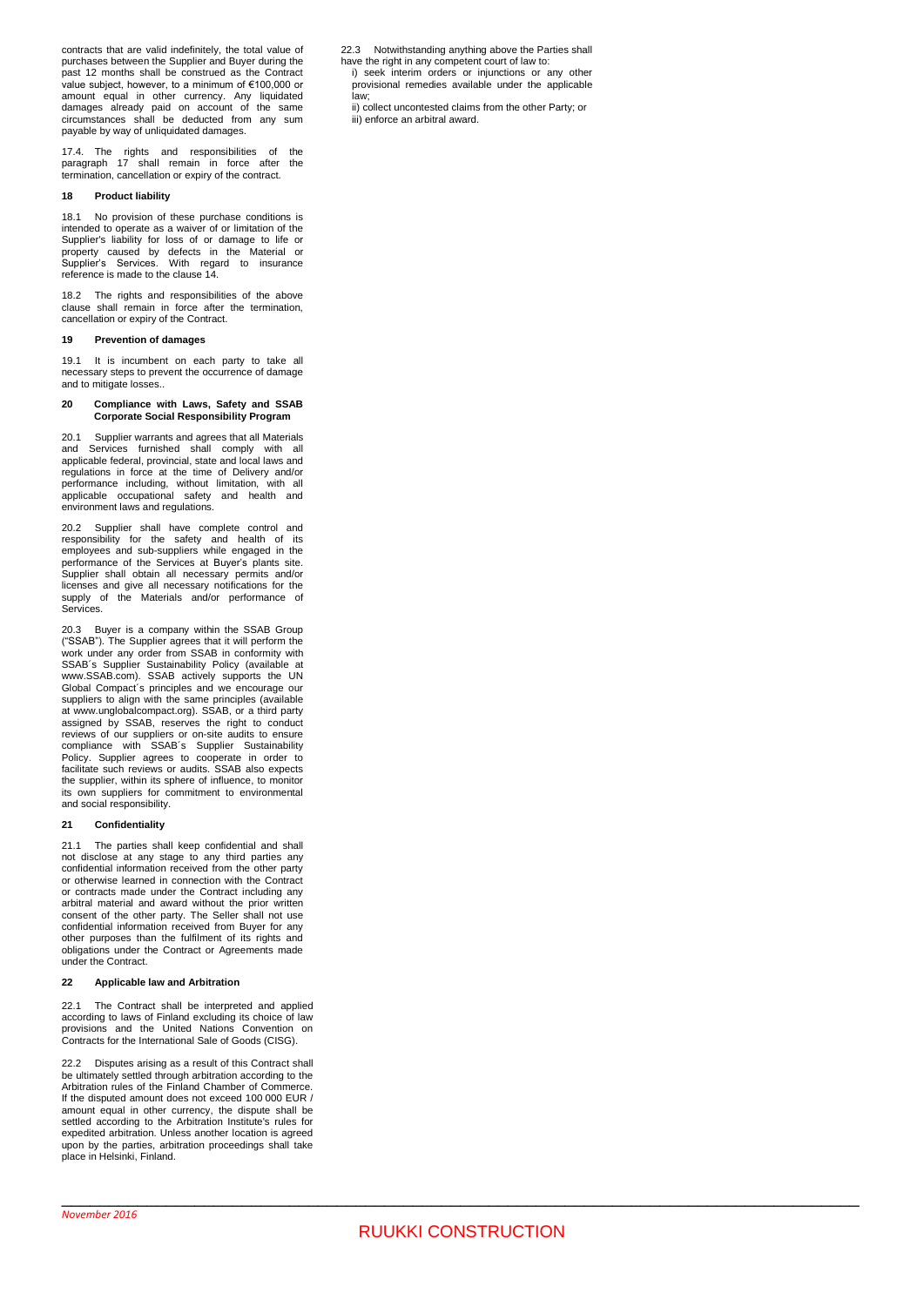contracts that are valid indefinitely, the total value of purchases between the Supplier and Buyer during the past 12 months shall be construed as the Contract value subject, however, to a minimum of €100,000 or amount equal in other currency. Any liquidated damages already paid on account of the same circumstances shall be deducted from any sum payable by way of unliquidated damages.

17.4. The rights and responsibilities of the paragraph 17 shall remain in force after the termination, cancellation or expiry of the contract.

## 18 Product liability

18.1 No provision of these purchase conditions is intended to operate as a waiver of or limitation of the Supplier's liability for loss of or damage to life or property caused by defects in the Material or Supplier's Services. With regard to insurance reference is made to the clause 14.

18.2 The rights and responsibilities of the above clause shall remain in force after the termination, cancellation or expiry of the Contract.

## 19 Prevention of damages

19.1 It is incumbent on each party to take all necessary steps to prevent the occurrence of damage and to mitigate losses..

## 20 Compliance with Laws, Safety and SSAB Corporate Social Responsibility Program

20.1 Supplier warrants and agrees that all Materials and Services furnished shall comply with all applicable federal, provincial, state and local laws and regulations in force at the time of Delivery and/or performance including, without limitation, with all applicable occupational safety and health and environment laws and regulations.

20.2 Supplier shall have complete control and responsibility for the safety and health of its employees and sub-suppliers while engaged in the performance of the Services at Buyer's plants site. Supplier shall obtain all necessary permits and/or licenses and give all necessary notifications for the supply of the Materials and/or performance of Services.

20.3 Buyer is a company within the SSAB Group ("SSAB"). The Supplier agrees that it will perform the work under any order from SSAB in conformity with SSAB´s Supplier Sustainability Policy (available at www.SSAB.com). SSAB actively supports the UN Global Compact´s principles and we encourage our suppliers to align with the same principles (available at www.unglobalcompact.org). SSAB, or a third party assigned by SSAB, reserves the right to conduct reviews of our suppliers or on-site audits to ensure compliance with SSAB´s Supplier Sustainability Policy. Supplier agrees to cooperate in order to facilitate such reviews or audits. SSAB also expects the supplier, within its sphere of influence, to monitor its own suppliers for commitment to environmental and social responsibility.

## 21 Confidentiality

21.1 The parties shall keep confidential and shall not disclose at any stage to any third parties any confidential information received from the other party or otherwise learned in connection with the Contract or contracts made under the Contract including any arbitral material and award without the prior written consent of the other party. The Seller shall not use confidential information received from Buyer for any other purposes than the fulfilment of its rights and obligations under the Contract or Agreements made under the Contract.

## 22 Applicable law and Arbitration

22.1 The Contract shall be interpreted and applied according to laws of Finland excluding its choice of law provisions and the United Nations Convention on Contracts for the International Sale of Goods (CISG).

22.2 Disputes arising as a result of this Contract shall be ultimately settled through arbitration according to the Arbitration rules of the Finland Chamber of Commerce. If the disputed amount does not exceed 100 000 EUR / amount equal in other currency, the dispute shall be settled according to the Arbitration Institute's rules for expedited arbitration. Unless another location is agreed upon by the parties, arbitration proceedings shall take place in Helsinki, Finland.

22.3 Notwithstanding anything above the Parties shall have the right in any competent court of law to:

i) seek interim orders or injunctions or any other provisional remedies available under the applicable law;

ii) collect uncontested claims from the other Party; or

iii) enforce an arbitral award.

*November 2016*

RUUKKI CONSTRUCTION